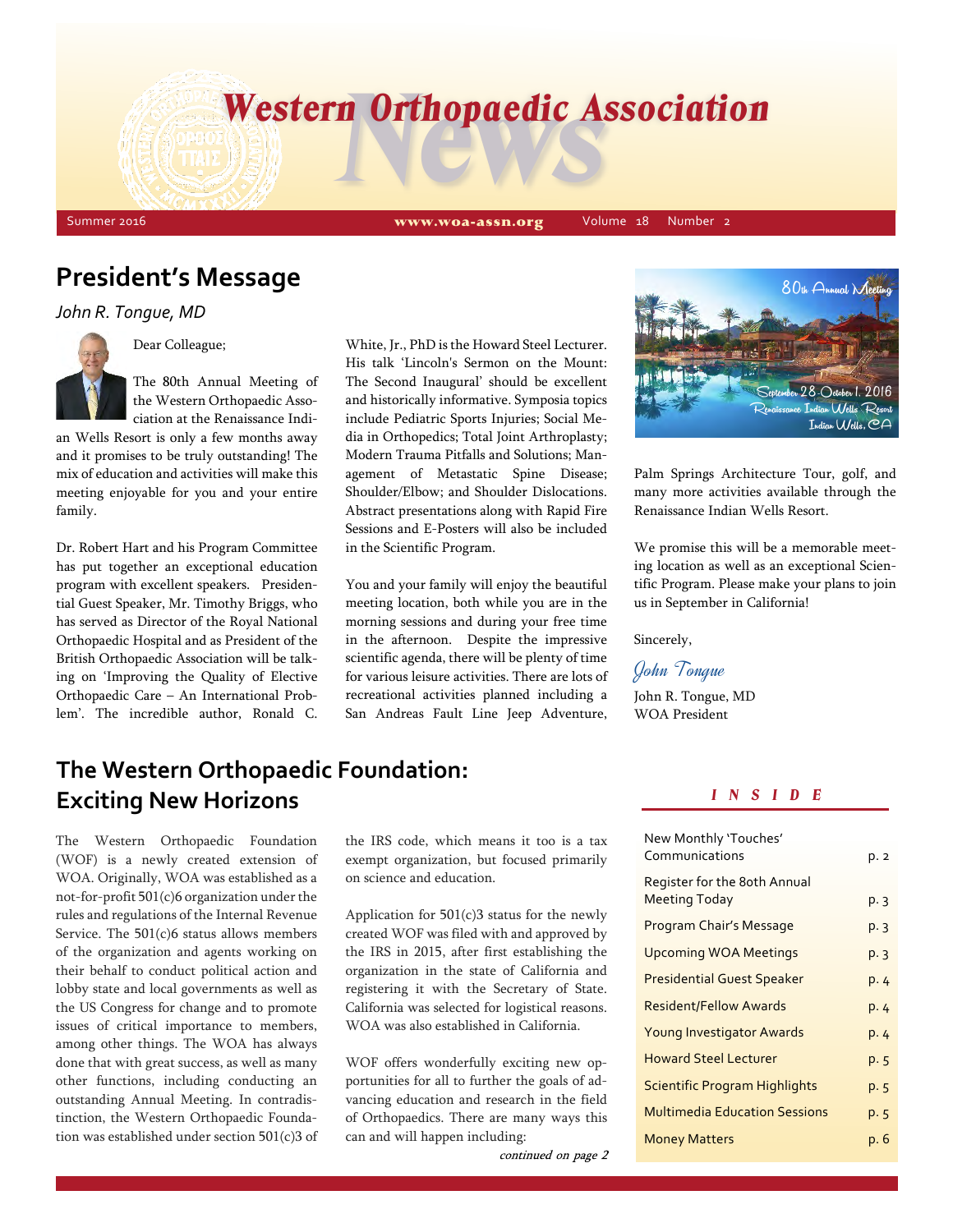# Western Orthopaedic Association News

Summer 2016 | www.woa-assn.org | Volume 18 Number 2

## President's Message

*John R. Tongue, MD*

Dear Colleague;

The 80th Annual Meeting of the Western Orthopaedic Association at the Renaissance Indian Wells Resort is only a few months away and it promises to be truly outstanding! The mix of education and activities will make this meeting enjoyable for you and your entire family.

Dr. Robert Hart and his Program Committee has put together an exceptional education program with excellent speakers. Presidential Guest Speaker, Mr. Timothy Briggs, who has served as Director of the Royal National Orthopaedic Hospital and as President of the British Orthopaedic Association will be talking on 'Improving the Quality of Elective Orthopaedic Care – An International Problem'. The incredible author, Ronald C. White, Jr., PhD is the Howard Steel Lecturer. His talk 'Lincoln's Sermon on the Mount: The Second Inaugural' should be excellent and historically informative. Symposia topics include Pediatric Sports Injuries; Social Media in Orthopedics; Total Joint Arthroplasty; Modern Trauma Pitfalls and Solutions; Management of Metastatic Spine Disease; Shoulder/Elbow; and Shoulder Dislocations. Abstract presentations along with Rapid Fire Sessions and E-Posters will also be included in the Scientific Program.

You and your family will enjoy the beautiful meeting location, both while you are in the morning sessions and during your free time in the afternoon. Despite the impressive scientific agenda, there will be plenty of time for various leisure activities. There are lots of recreational activities planned including a San Andreas Fault Line Jeep Adventure, Palm Springs Architecture Tour, golf, and many more activities available through the Renaissance Indian Wells Resort.

80th Annual Meeting
September 28-October 1, 2016
Renaissance Indian Wells Resort
Indian Wells, CA

We promise this will be a memorable meeting location as well as an exceptional Scientific Program. Please make your plans to join us in September in California!

Sincerely,

*John Tongue*

John R. Tongue, MD
WOA President

## The Western Orthopaedic Foundation: Exciting New Horizons

The Western Orthopaedic Foundation (WOF) is a newly created extension of WOA. Originally, WOA was established as a not-for-profit 501(c)6 organization under the rules and regulations of the Internal Revenue Service. The 501(c)6 status allows members of the organization and agents working on their behalf to conduct political action and lobby state and local governments as well as the US Congress for change and to promote issues of critical importance to members, among other things. The WOA has always done that with great success, as well as many other functions, including conducting an outstanding Annual Meeting. In contradistinction, the Western Orthopaedic Foundation was established under section 501(c)3 of the IRS code, which means it too is a tax exempt organization, but focused primarily on science and education.

Application for 501(c)3 status for the newly created WOF was filed with and approved by the IRS in 2015, after first establishing the organization in the state of California and registering it with the Secretary of State. California was selected for logistical reasons. WOA was also established in California.

WOF offers wonderfully exciting new opportunities for all to further the goals of advancing education and research in the field of Orthopaedics. There are many ways this can and will happen including:

*continued on page 2*

### INSIDE

| | |
|---|---|
| New Monthly 'Touches' Communications | p. 2 |
| Register for the 80th Annual Meeting Today | p. 3 |
| Program Chair's Message | p. 3 |
| Upcoming WOA Meetings | p. 3 |
| Presidential Guest Speaker | p. 4 |
| Resident/Fellow Awards | p. 4 |
| Young Investigator Awards | p. 4 |
| Howard Steel Lecturer | p. 5 |
| Scientific Program Highlights | p. 5 |
| Multimedia Education Sessions | p. 5 |
| Money Matters | p. 6 |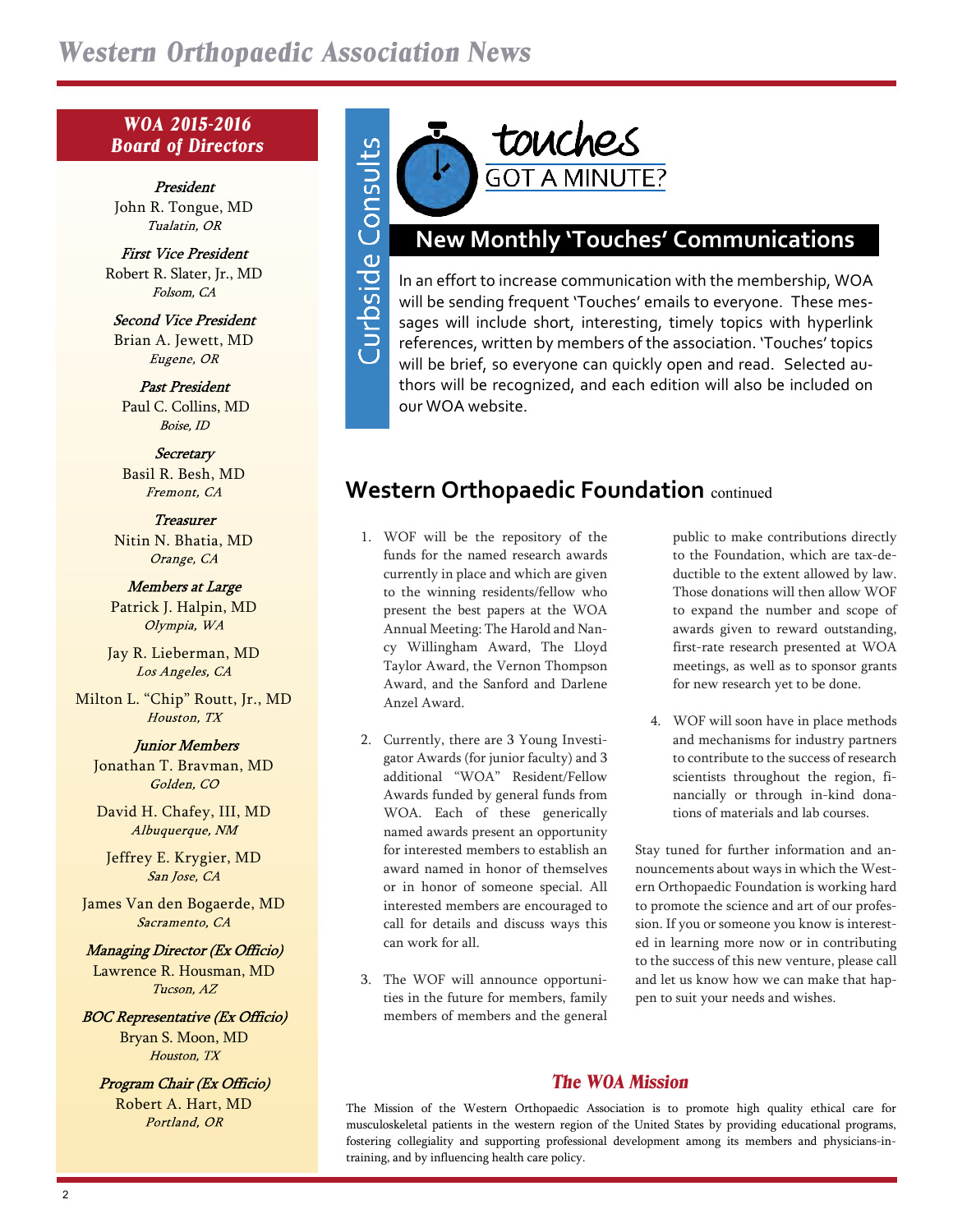## WOA 2015-2016 Board of Directors

*President*
John R. Tongue, MD
*Tualatin, OR*

*First Vice President*
Robert R. Slater, Jr., MD
*Folsom, CA*

*Second Vice President*
Brian A. Jewett, MD
*Eugene, OR*

*Past President*
Paul C. Collins, MD
*Boise, ID*

*Secretary*
Basil R. Besh, MD
*Fremont, CA*

*Treasurer*
Nitin N. Bhatia, MD
*Orange, CA*

*Members at Large*
Patrick J. Halpin, MD
*Olympia, WA*

Jay R. Lieberman, MD
*Los Angeles, CA*

Milton L. "Chip" Routt, Jr., MD
*Houston, TX*

*Junior Members*
Jonathan T. Bravman, MD
*Golden, CO*

David H. Chafey, III, MD
*Albuquerque, NM*

Jeffrey E. Krygier, MD
*San Jose, CA*

James Van den Bogaerde, MD
*Sacramento, CA*

*Managing Director (Ex Officio)*
Lawrence R. Housman, MD
*Tucson, AZ*

*BOC Representative (Ex Officio)*
Bryan S. Moon, MD
*Houston, TX*

*Program Chair (Ex Officio)*
Robert A. Hart, MD
*Portland, OR*

## Curbside Consults

touches
GOT A MINUTE?

## New Monthly 'Touches' Communications

In an effort to increase communication with the membership, WOA will be sending frequent 'Touches' emails to everyone. These messages will include short, interesting, timely topics with hyperlink references, written by members of the association. 'Touches' topics will be brief, so everyone can quickly open and read. Selected authors will be recognized, and each edition will also be included on our WOA website.

## Western Orthopaedic Foundation continued

1. WOF will be the repository of the funds for the named research awards currently in place and which are given to the winning residents/fellow who present the best papers at the WOA Annual Meeting: The Harold and Nancy Willingham Award, The Lloyd Taylor Award, the Vernon Thompson Award, and the Sanford and Darlene Anzel Award.
2. Currently, there are 3 Young Investigator Awards (for junior faculty) and 3 additional "WOA" Resident/Fellow Awards funded by general funds from WOA. Each of these generically named awards present an opportunity for interested members to establish an award named in honor of themselves or in honor of someone special. All interested members are encouraged to call for details and discuss ways this can work for all.
3. The WOF will announce opportunities in the future for members, family members of members and the general public to make contributions directly to the Foundation, which are tax-deductible to the extent allowed by law. Those donations will then allow WOF to expand the number and scope of awards given to reward outstanding, first-rate research presented at WOA meetings, as well as to sponsor grants for new research yet to be done.
4. WOF will soon have in place methods and mechanisms for industry partners to contribute to the success of research scientists throughout the region, financially or through in-kind donations of materials and lab courses.

Stay tuned for further information and announcements about ways in which the Western Orthopaedic Foundation is working hard to promote the science and art of our profession. If you or someone you know is interested in learning more now or in contributing to the success of this new venture, please call and let us know how we can make that happen to suit your needs and wishes.

### The WOA Mission

The Mission of the Western Orthopaedic Association is to promote high quality ethical care for musculoskeletal patients in the western region of the United States by providing educational programs, fostering collegiality and supporting professional development among its members and physicians-in-training, and by influencing health care policy.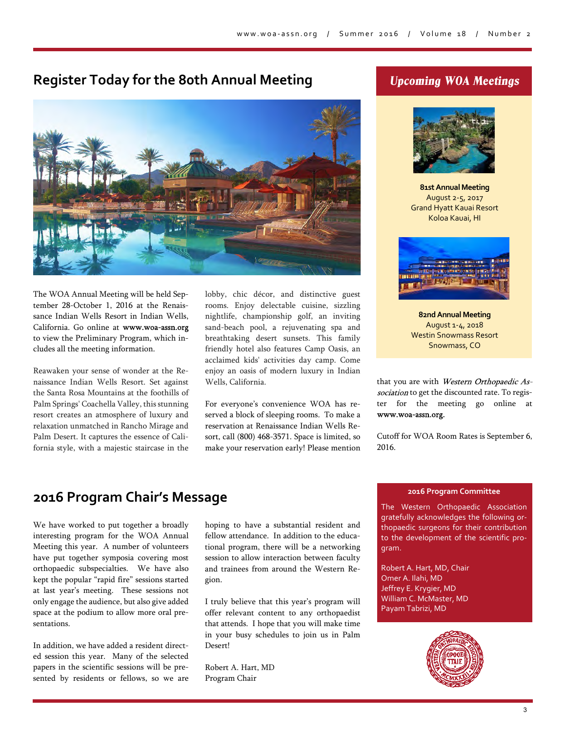## Register Today for the 80th Annual Meeting

The WOA Annual Meeting will be held September 28-October 1, 2016 at the Renaissance Indian Wells Resort in Indian Wells, California. Go online at **www.woa-assn.org** to view the Preliminary Program, which includes all the meeting information.

Reawaken your sense of wonder at the Renaissance Indian Wells Resort. Set against the Santa Rosa Mountains at the foothills of Palm Springs' Coachella Valley, this stunning resort creates an atmosphere of luxury and relaxation unmatched in Rancho Mirage and Palm Desert. It captures the essence of California style, with a majestic staircase in the lobby, chic décor, and distinctive guest rooms. Enjoy delectable cuisine, sizzling nightlife, championship golf, an inviting sand-beach pool, a rejuvenating spa and breathtaking desert sunsets. This family friendly hotel also features Camp Oasis, an acclaimed kids' activities day camp. Come enjoy an oasis of modern luxury in Indian Wells, California.

For everyone's convenience WOA has reserved a block of sleeping rooms. To make a reservation at Renaissance Indian Wells Resort, call (800) 468-3571. Space is limited, so make your reservation early! Please mention that you are with *Western Orthopaedic Association* to get the discounted rate. To register for the meeting go online at **www.woa-assn.org**.

Cutoff for WOA Room Rates is September 6, 2016.

### Upcoming WOA Meetings

**81st Annual Meeting**
August 2-5, 2017
Grand Hyatt Kauai Resort
Koloa Kauai, HI

**82nd Annual Meeting**
August 1-4, 2018
Westin Snowmass Resort
Snowmass, CO

## 2016 Program Chair's Message

We have worked to put together a broadly interesting program for the WOA Annual Meeting this year. A number of volunteers have put together symposia covering most orthopaedic subspecialties. We have also kept the popular "rapid fire" sessions started at last year's meeting. These sessions not only engage the audience, but also give added space at the podium to allow more oral presentations.

In addition, we have added a resident directed session this year. Many of the selected papers in the scientific sessions will be presented by residents or fellows, so we are hoping to have a substantial resident and fellow attendance. In addition to the educational program, there will be a networking session to allow interaction between faculty and trainees from around the Western Region.

I truly believe that this year's program will offer relevant content to any orthopaedist that attends. I hope that you will make time in your busy schedules to join us in Palm Desert!

Robert A. Hart, MD
Program Chair

### 2016 Program Committee

The Western Orthopaedic Association gratefully acknowledges the following orthopaedic surgeons for their contribution to the development of the scientific program.

Robert A. Hart, MD, Chair
Omer A. Ilahi, MD
Jeffrey E. Krygier, MD
William C. McMaster, MD
Payam Tabrizi, MD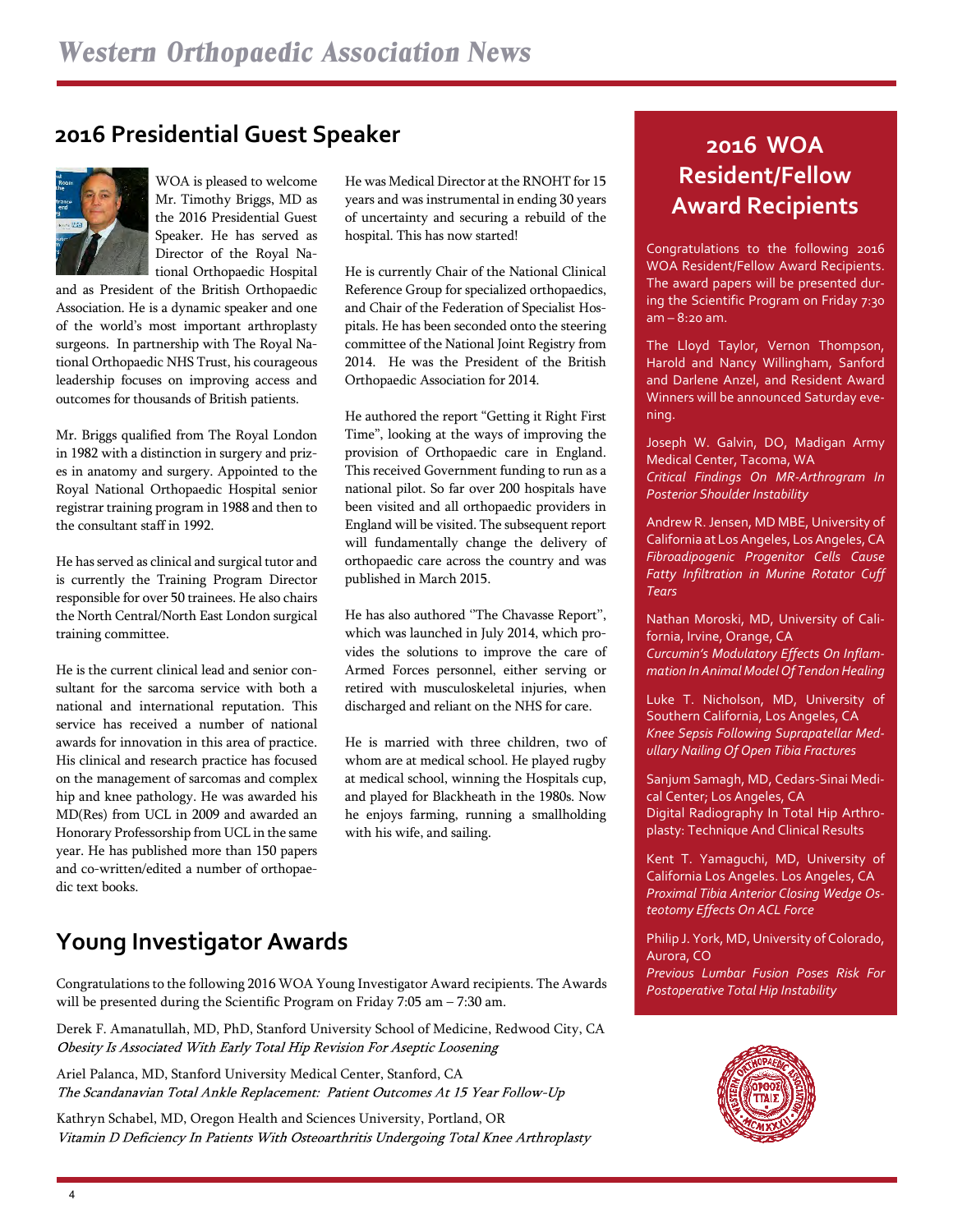## 2016 Presidential Guest Speaker

WOA is pleased to welcome Mr. Timothy Briggs, MD as the 2016 Presidential Guest Speaker. He has served as Director of the Royal National Orthopaedic Hospital and as President of the British Orthopaedic Association. He is a dynamic speaker and one of the world's most important arthroplasty surgeons. In partnership with The Royal National Orthopaedic NHS Trust, his courageous leadership focuses on improving access and outcomes for thousands of British patients.

Mr. Briggs qualified from The Royal London in 1982 with a distinction in surgery and prizes in anatomy and surgery. Appointed to the Royal National Orthopaedic Hospital senior registrar training program in 1988 and then to the consultant staff in 1992.

He has served as clinical and surgical tutor and is currently the Training Program Director responsible for over 50 trainees. He also chairs the North Central/North East London surgical training committee.

He is the current clinical lead and senior consultant for the sarcoma service with both a national and international reputation. This service has received a number of national awards for innovation in this area of practice. His clinical and research practice has focused on the management of sarcomas and complex hip and knee pathology. He was awarded his MD(Res) from UCL in 2009 and awarded an Honorary Professorship from UCL in the same year. He has published more than 150 papers and co-written/edited a number of orthopaedic text books.

He was Medical Director at the RNOHT for 15 years and was instrumental in ending 30 years of uncertainty and securing a rebuild of the hospital. This has now started!

He is currently Chair of the National Clinical Reference Group for specialized orthopaedics, and Chair of the Federation of Specialist Hospitals. He has been seconded onto the steering committee of the National Joint Registry from 2014. He was the President of the British Orthopaedic Association for 2014.

He authored the report "Getting it Right First Time", looking at the ways of improving the provision of Orthopaedic care in England. This received Government funding to run as a national pilot. So far over 200 hospitals have been visited and all orthopaedic providers in England will be visited. The subsequent report will fundamentally change the delivery of orthopaedic care across the country and was published in March 2015.

He has also authored "The Chavasse Report", which was launched in July 2014, which provides the solutions to improve the care of Armed Forces personnel, either serving or retired with musculoskeletal injuries, when discharged and reliant on the NHS for care.

He is married with three children, two of whom are at medical school. He played rugby at medical school, winning the Hospitals cup, and played for Blackheath in the 1980s. Now he enjoys farming, running a smallholding with his wife, and sailing.

## Young Investigator Awards

Congratulations to the following 2016 WOA Young Investigator Award recipients. The Awards will be presented during the Scientific Program on Friday 7:05 am – 7:30 am.

Derek F. Amanatullah, MD, PhD, Stanford University School of Medicine, Redwood City, CA
*Obesity Is Associated With Early Total Hip Revision For Aseptic Loosening*

Ariel Palanca, MD, Stanford University Medical Center, Stanford, CA
*The Scandanavian Total Ankle Replacement: Patient Outcomes At 15 Year Follow-Up*

Kathryn Schabel, MD, Oregon Health and Sciences University, Portland, OR
*Vitamin D Deficiency In Patients With Osteoarthritis Undergoing Total Knee Arthroplasty*

## 2016 WOA Resident/Fellow Award Recipients

Congratulations to the following 2016 WOA Resident/Fellow Award Recipients. The award papers will be presented during the Scientific Program on Friday 7:30 am – 8:20 am.

The Lloyd Taylor, Vernon Thompson, Harold and Nancy Willingham, Sanford and Darlene Anzel, and Resident Award Winners will be announced Saturday evening.

Joseph W. Galvin, DO, Madigan Army Medical Center, Tacoma, WA
*Critical Findings On MR-Arthrogram In Posterior Shoulder Instability*

Andrew R. Jensen, MD MBE, University of California at Los Angeles, Los Angeles, CA
*Fibroadipogenic Progenitor Cells Cause Fatty Infiltration in Murine Rotator Cuff Tears*

Nathan Moroski, MD, University of California, Irvine, Orange, CA
*Curcumin's Modulatory Effects On Inflammation In Animal Model Of Tendon Healing*

Luke T. Nicholson, MD, University of Southern California, Los Angeles, CA
*Knee Sepsis Following Suprapatellar Medullary Nailing Of Open Tibia Fractures*

Sanjum Samagh, MD, Cedars-Sinai Medical Center; Los Angeles, CA
Digital Radiography In Total Hip Arthroplasty: Technique And Clinical Results

Kent T. Yamaguchi, MD, University of California Los Angeles. Los Angeles, CA
*Proximal Tibia Anterior Closing Wedge Osteotomy Effects On ACL Force*

Philip J. York, MD, University of Colorado, Aurora, CO
*Previous Lumbar Fusion Poses Risk For Postoperative Total Hip Instability*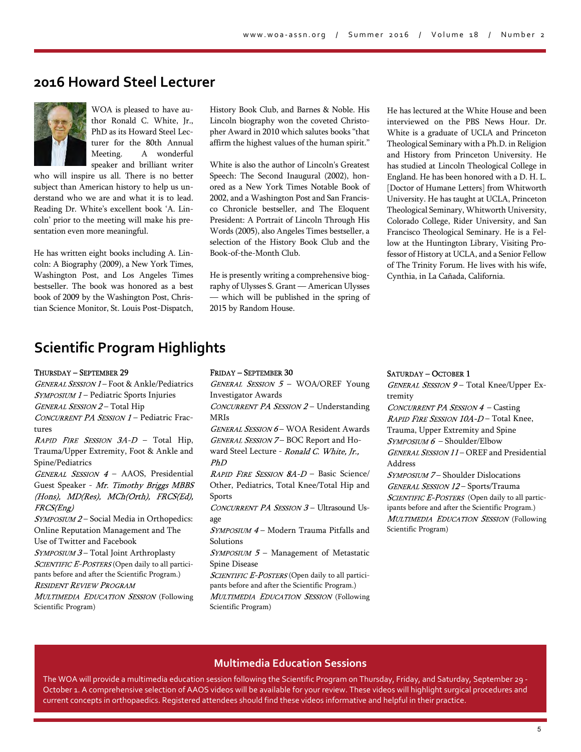## 2016 Howard Steel Lecturer

WOA is pleased to have author Ronald C. White, Jr., PhD as its Howard Steel Lecturer for the 80th Annual Meeting. A wonderful speaker and brilliant writer who will inspire us all. There is no better subject than American history to help us understand who we are and what it is to lead. Reading Dr. White's excellent book 'A. Lincoln' prior to the meeting will make his presentation even more meaningful.

He has written eight books including A. Lincoln: A Biography (2009), a New York Times, Washington Post, and Los Angeles Times bestseller. The book was honored as a best book of 2009 by the Washington Post, Christian Science Monitor, St. Louis Post-Dispatch, History Book Club, and Barnes & Noble. His Lincoln biography won the coveted Christopher Award in 2010 which salutes books "that affirm the highest values of the human spirit."

White is also the author of Lincoln's Greatest Speech: The Second Inaugural (2002), honored as a New York Times Notable Book of 2002, and a Washington Post and San Francisco Chronicle bestseller, and The Eloquent President: A Portrait of Lincoln Through His Words (2005), also Angeles Times bestseller, a selection of the History Book Club and the Book-of-the-Month Club.

He is presently writing a comprehensive biography of Ulysses S. Grant — American Ulysses — which will be published in the spring of 2015 by Random House.

He has lectured at the White House and been interviewed on the PBS News Hour. Dr. White is a graduate of UCLA and Princeton Theological Seminary with a Ph.D. in Religion and History from Princeton University. He has studied at Lincoln Theological College in England. He has been honored with a D. H. L. [Doctor of Humane Letters] from Whitworth University. He has taught at UCLA, Princeton Theological Seminary, Whitworth University, Colorado College, Rider University, and San Francisco Theological Seminary. He is a Fellow at the Huntington Library, Visiting Professor of History at UCLA, and a Senior Fellow of The Trinity Forum. He lives with his wife, Cynthia, in La Cañada, California.

## Scientific Program Highlights

**THURSDAY – SEPTEMBER 29**

*GENERAL SESSION 1* – Foot & Ankle/Pediatrics
*SYMPOSIUM 1* – Pediatric Sports Injuries
*GENERAL SESSION 2* – Total Hip
*CONCURRENT PA SESSION 1* – Pediatric Fractures
*RAPID FIRE SESSION 3A-D* – Total Hip, Trauma/Upper Extremity, Foot & Ankle and Spine/Pediatrics
*GENERAL SESSION 4* – AAOS, Presidential Guest Speaker - *Mr. Timothy Briggs MBBS (Hons), MD(Res), MCh(Orth), FRCS(Ed), FRCS(Eng)*
*SYMPOSIUM 2* – Social Media in Orthopedics: Online Reputation Management and The Use of Twitter and Facebook
*SYMPOSIUM 3* – Total Joint Arthroplasty
*SCIENTIFIC E-POSTERS* (Open daily to all participants before and after the Scientific Program.)
*RESIDENT REVIEW PROGRAM*
*MULTIMEDIA EDUCATION SESSION* (Following Scientific Program)

**FRIDAY – SEPTEMBER 30**

*GENERAL SESSION 5* – WOA/OREF Young Investigator Awards
*CONCURRENT PA SESSION 2* – Understanding MRIs
*GENERAL SESSION 6* – WOA Resident Awards
*GENERAL SESSION 7* – BOC Report and Howard Steel Lecture - *Ronald C. White, Jr., PhD*
*RAPID FIRE SESSION 8A-D* – Basic Science/Other, Pediatrics, Total Knee/Total Hip and Sports
*CONCURRENT PA SESSION 3* – Ultrasound Usage
*SYMPOSIUM 4* – Modern Trauma Pitfalls and Solutions
*SYMPOSIUM 5* – Management of Metastatic Spine Disease
*SCIENTIFIC E-POSTERS* (Open daily to all participants before and after the Scientific Program.)
*MULTIMEDIA EDUCATION SESSION* (Following Scientific Program)

**SATURDAY – OCTOBER 1**

*GENERAL SESSION 9* – Total Knee/Upper Extremity
*CONCURRENT PA SESSION 4* – Casting
*RAPID FIRE SESSION 10A-D* – Total Knee, Trauma, Upper Extremity and Spine
*SYMPOSIUM 6* – Shoulder/Elbow
*GENERAL SESSION 11* – OREF and Presidential Address
*SYMPOSIUM 7* – Shoulder Dislocations
*GENERAL SESSION 12* – Sports/Trauma
*SCIENTIFIC E-POSTERS* (Open daily to all participants before and after the Scientific Program.)
*MULTIMEDIA EDUCATION SESSION* (Following Scientific Program)

### Multimedia Education Sessions

The WOA will provide a multimedia education session following the Scientific Program on Thursday, Friday, and Saturday, September 29 - October 1. A comprehensive selection of AAOS videos will be available for your review. These videos will highlight surgical procedures and current concepts in orthopaedics. Registered attendees should find these videos informative and helpful in their practice.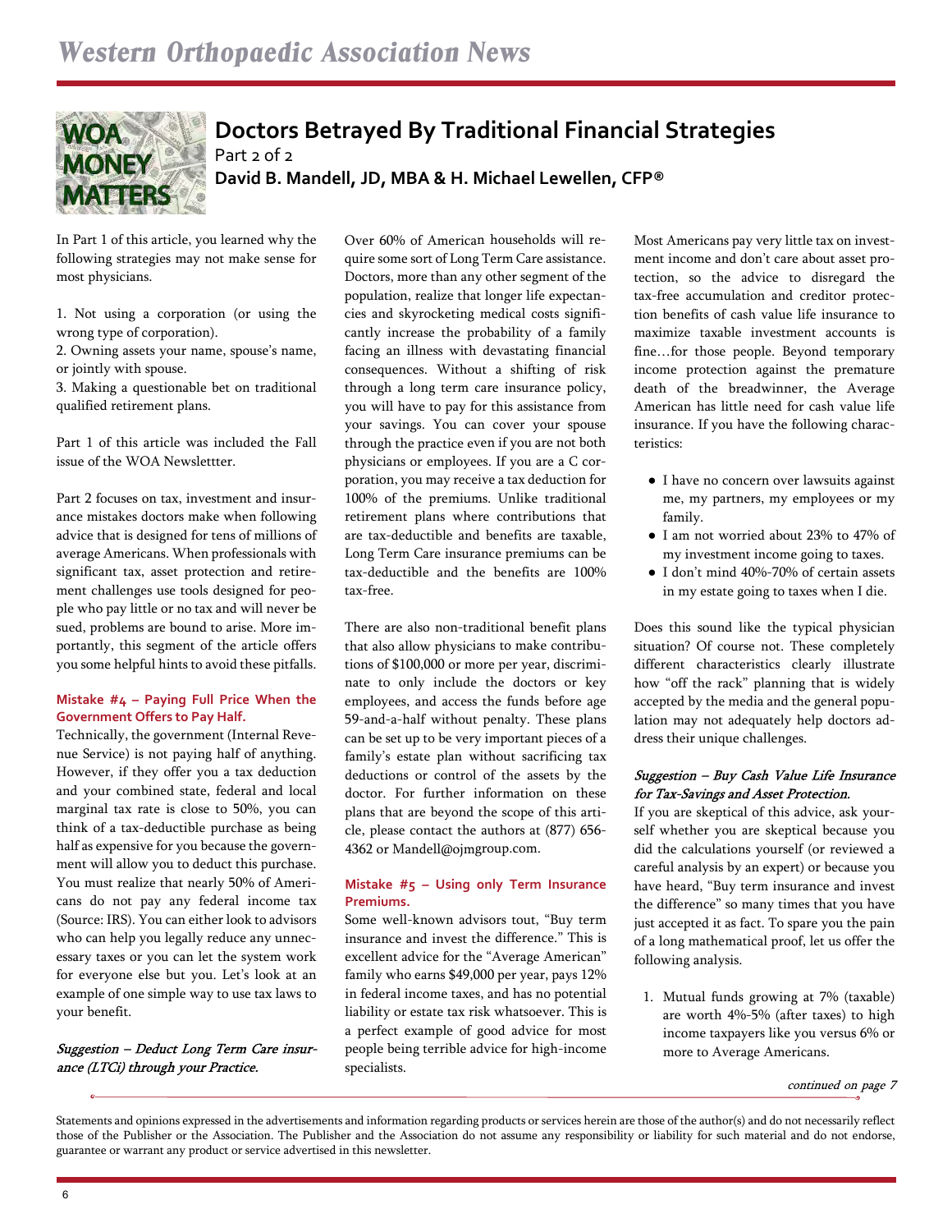# Doctors Betrayed By Traditional Financial Strategies

Part 2 of 2

**David B. Mandell, JD, MBA & H. Michael Lewellen, CFP®**

In Part 1 of this article, you learned why the following strategies may not make sense for most physicians.

1. Not using a corporation (or using the wrong type of corporation).
2. Owning assets your name, spouse's name, or jointly with spouse.
3. Making a questionable bet on traditional qualified retirement plans.

Part 1 of this article was included the Fall issue of the WOA Newslettter.

Part 2 focuses on tax, investment and insurance mistakes doctors make when following advice that is designed for tens of millions of average Americans. When professionals with significant tax, asset protection and retirement challenges use tools designed for people who pay little or no tax and will never be sued, problems are bound to arise. More importantly, this segment of the article offers you some helpful hints to avoid these pitfalls.

### Mistake #4 – Paying Full Price When the Government Offers to Pay Half.

Technically, the government (Internal Revenue Service) is not paying half of anything. However, if they offer you a tax deduction and your combined state, federal and local marginal tax rate is close to 50%, you can think of a tax-deductible purchase as being half as expensive for you because the government will allow you to deduct this purchase. You must realize that nearly 50% of Americans do not pay any federal income tax (Source: IRS). You can either look to advisors who can help you legally reduce any unnecessary taxes or you can let the system work for everyone else but you. Let's look at an example of one simple way to use tax laws to your benefit.

*Suggestion – Deduct Long Term Care insurance (LTCi) through your Practice.*

Over 60% of American households will require some sort of Long Term Care assistance. Doctors, more than any other segment of the population, realize that longer life expectancies and skyrocketing medical costs significantly increase the probability of a family facing an illness with devastating financial consequences. Without a shifting of risk through a long term care insurance policy, you will have to pay for this assistance from your savings. You can cover your spouse through the practice even if you are not both physicians or employees. If you are a C corporation, you may receive a tax deduction for 100% of the premiums. Unlike traditional retirement plans where contributions that are tax-deductible and benefits are taxable, Long Term Care insurance premiums can be tax-deductible and the benefits are 100% tax-free.

There are also non-traditional benefit plans that also allow physicians to make contributions of $100,000 or more per year, discriminate to only include the doctors or key employees, and access the funds before age 59-and-a-half without penalty. These plans can be set up to be very important pieces of a family's estate plan without sacrificing tax deductions or control of the assets by the doctor. For further information on these plans that are beyond the scope of this article, please contact the authors at (877) 656-4362 or Mandell@ojmgroup.com.

### Mistake #5 – Using only Term Insurance Premiums.

Some well-known advisors tout, "Buy term insurance and invest the difference." This is excellent advice for the "Average American" family who earns $49,000 per year, pays 12% in federal income taxes, and has no potential liability or estate tax risk whatsoever. This is a perfect example of good advice for most people being terrible advice for high-income specialists.

Most Americans pay very little tax on investment income and don't care about asset protection, so the advice to disregard the tax-free accumulation and creditor protection benefits of cash value life insurance to maximize taxable investment accounts is fine…for those people. Beyond temporary income protection against the premature death of the breadwinner, the Average American has little need for cash value life insurance. If you have the following characteristics:

- I have no concern over lawsuits against me, my partners, my employees or my family.
- I am not worried about 23% to 47% of my investment income going to taxes.
- I don't mind 40%-70% of certain assets in my estate going to taxes when I die.

Does this sound like the typical physician situation? Of course not. These completely different characteristics clearly illustrate how "off the rack" planning that is widely accepted by the media and the general population may not adequately help doctors address their unique challenges.

*Suggestion – Buy Cash Value Life Insurance for Tax-Savings and Asset Protection.*

If you are skeptical of this advice, ask yourself whether you are skeptical because you did the calculations yourself (or reviewed a careful analysis by an expert) or because you have heard, "Buy term insurance and invest the difference" so many times that you have just accepted it as fact. To spare you the pain of a long mathematical proof, let us offer the following analysis.

1. Mutual funds growing at 7% (taxable) are worth 4%-5% (after taxes) to high income taxpayers like you versus 6% or more to Average Americans.

*continued on page 7*

Statements and opinions expressed in the advertisements and information regarding products or services herein are those of the author(s) and do not necessarily reflect those of the Publisher or the Association. The Publisher and the Association do not assume any responsibility or liability for such material and do not endorse, guarantee or warrant any product or service advertised in this newsletter.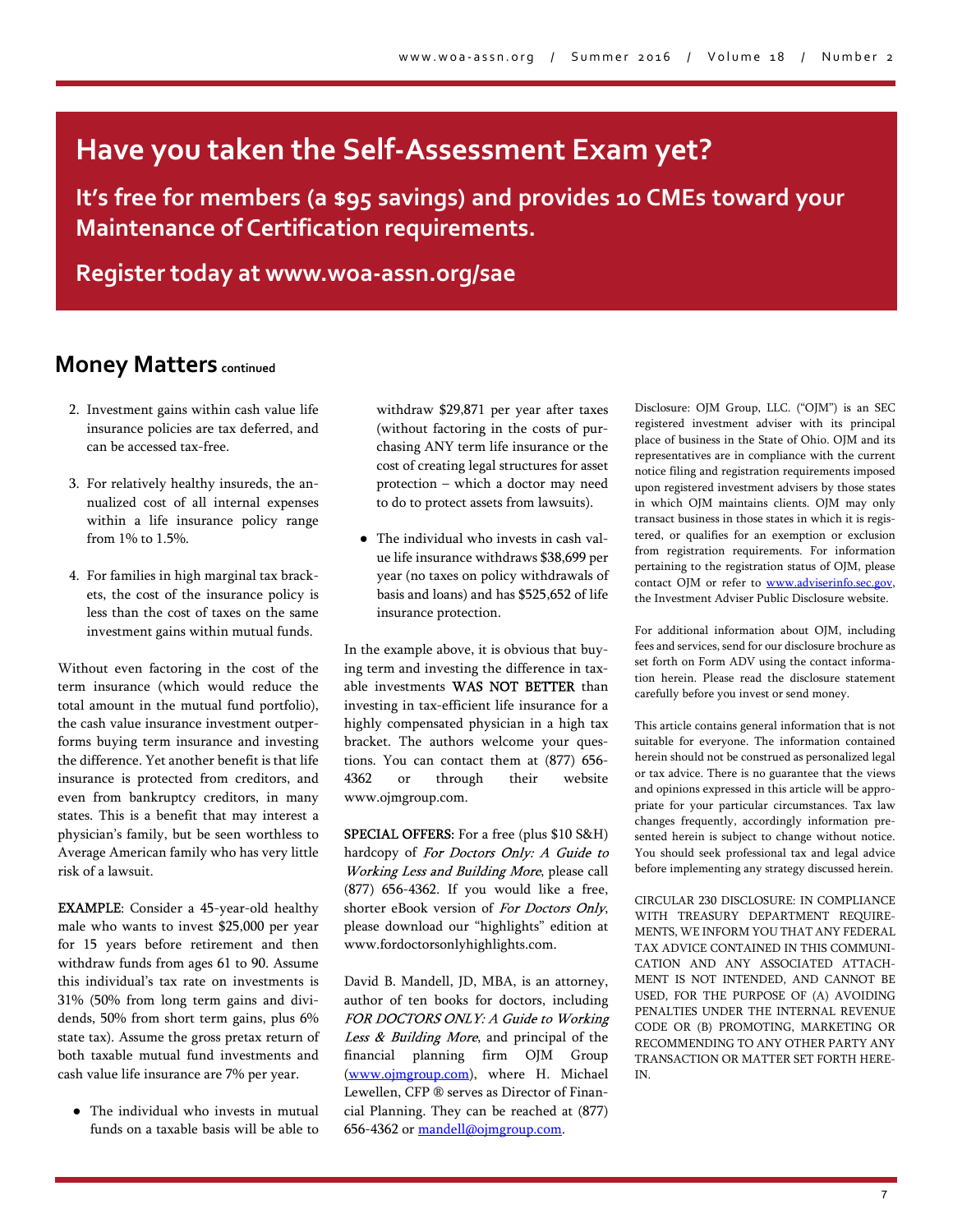## Have you taken the Self-Assessment Exam yet?

**It's free for members (a $95 savings) and provides 10 CMEs toward your Maintenance of Certification requirements.**

**Register today at www.woa-assn.org/sae**

## Money Matters continued

2. Investment gains within cash value life insurance policies are tax deferred, and can be accessed tax-free.

3. For relatively healthy insureds, the annualized cost of all internal expenses within a life insurance policy range from 1% to 1.5%.

4. For families in high marginal tax brackets, the cost of the insurance policy is less than the cost of taxes on the same investment gains within mutual funds.

Without even factoring in the cost of the term insurance (which would reduce the total amount in the mutual fund portfolio), the cash value insurance investment outperforms buying term insurance and investing the difference. Yet another benefit is that life insurance is protected from creditors, and even from bankruptcy creditors, in many states. This is a benefit that may interest a physician's family, but be seen worthless to Average American family who has very little risk of a lawsuit.

**EXAMPLE**: Consider a 45-year-old healthy male who wants to invest $25,000 per year for 15 years before retirement and then withdraw funds from ages 61 to 90. Assume this individual's tax rate on investments is 31% (50% from long term gains and dividends, 50% from short term gains, plus 6% state tax). Assume the gross pretax return of both taxable mutual fund investments and cash value life insurance are 7% per year.

- The individual who invests in mutual funds on a taxable basis will be able to withdraw $29,871 per year after taxes (without factoring in the costs of purchasing ANY term life insurance or the cost of creating legal structures for asset protection – which a doctor may need to do to protect assets from lawsuits).
- The individual who invests in cash value life insurance withdraws $38,699 per year (no taxes on policy withdrawals of basis and loans) and has $525,652 of life insurance protection.

In the example above, it is obvious that buying term and investing the difference in taxable investments WAS NOT BETTER than investing in tax-efficient life insurance for a highly compensated physician in a high tax bracket. The authors welcome your questions. You can contact them at (877) 656-4362 or through their website www.ojmgroup.com.

**SPECIAL OFFERS:** For a free (plus $10 S&H) hardcopy of *For Doctors Only: A Guide to Working Less and Building More*, please call (877) 656-4362. If you would like a free, shorter eBook version of *For Doctors Only*, please download our "highlights" edition at www.fordoctorsonlyhighlights.com.

David B. Mandell, JD, MBA, is an attorney, author of ten books for doctors, including *FOR DOCTORS ONLY: A Guide to Working Less & Building More*, and principal of the financial planning firm OJM Group (www.ojmgroup.com), where H. Michael Lewellen, CFP ® serves as Director of Financial Planning. They can be reached at (877) 656-4362 or mandell@ojmgroup.com.

Disclosure: OJM Group, LLC. ("OJM") is an SEC registered investment adviser with its principal place of business in the State of Ohio. OJM and its representatives are in compliance with the current notice filing and registration requirements imposed upon registered investment advisers by those states in which OJM maintains clients. OJM may only transact business in those states in which it is registered, or qualifies for an exemption or exclusion from registration requirements. For information pertaining to the registration status of OJM, please contact OJM or refer to www.adviserinfo.sec.gov, the Investment Adviser Public Disclosure website.

For additional information about OJM, including fees and services, send for our disclosure brochure as set forth on Form ADV using the contact information herein. Please read the disclosure statement carefully before you invest or send money.

This article contains general information that is not suitable for everyone. The information contained herein should not be construed as personalized legal or tax advice. There is no guarantee that the views and opinions expressed in this article will be appropriate for your particular circumstances. Tax law changes frequently, accordingly information presented herein is subject to change without notice. You should seek professional tax and legal advice before implementing any strategy discussed herein.

CIRCULAR 230 DISCLOSURE: IN COMPLIANCE WITH TREASURY DEPARTMENT REQUIREMENTS, WE INFORM YOU THAT ANY FEDERAL TAX ADVICE CONTAINED IN THIS COMMUNICATION AND ANY ASSOCIATED ATTACHMENT IS NOT INTENDED, AND CANNOT BE USED, FOR THE PURPOSE OF (A) AVOIDING PENALTIES UNDER THE INTERNAL REVENUE CODE OR (B) PROMOTING, MARKETING OR RECOMMENDING TO ANY OTHER PARTY ANY TRANSACTION OR MATTER SET FORTH HEREIN.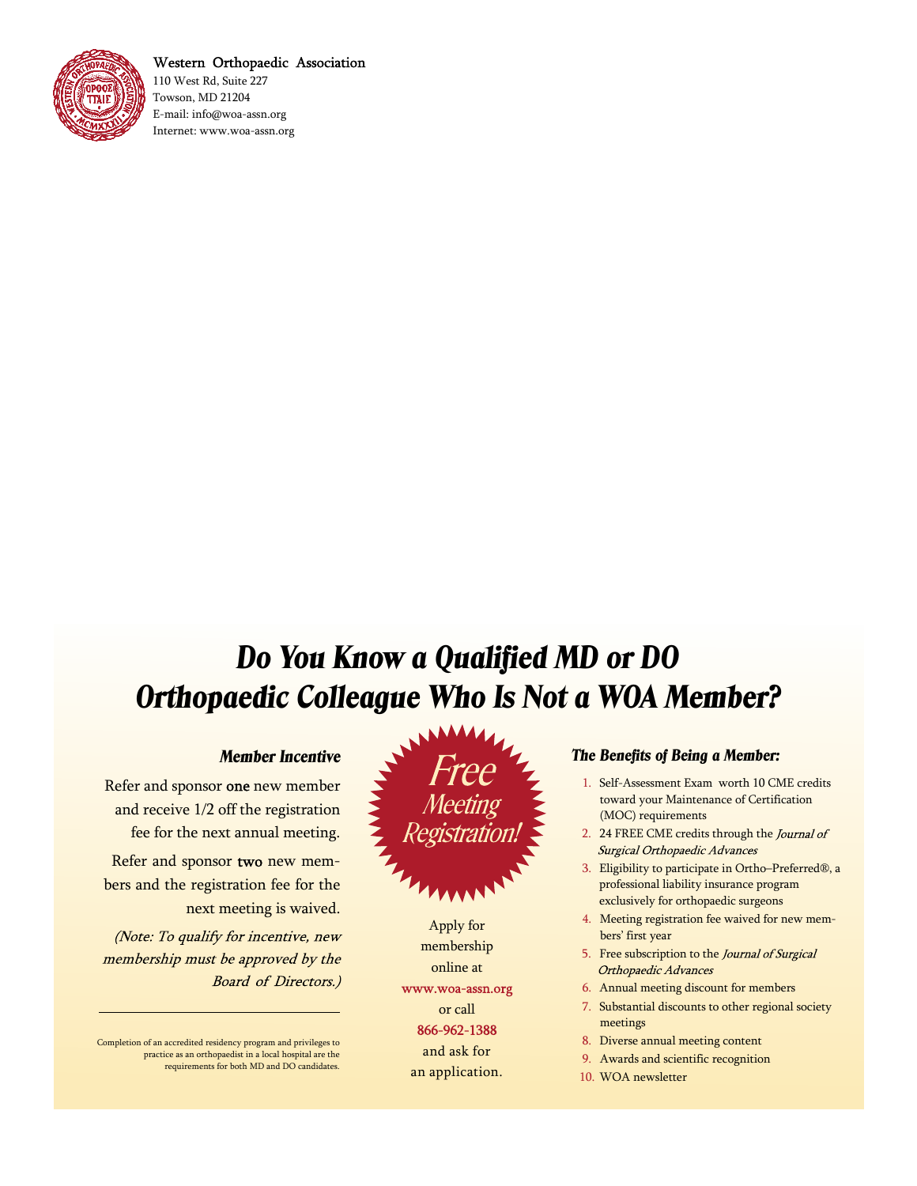Western Orthopaedic Association
110 West Rd, Suite 227
Towson, MD 21204
E-mail: info@woa-assn.org
Internet: www.woa-assn.org

# *Do You Know a Qualified MD or DO Orthopaedic Colleague Who Is Not a WOA Member?*

### *Member Incentive*

Refer and sponsor one new member and receive 1/2 off the registration fee for the next annual meeting.

Refer and sponsor two new members and the registration fee for the next meeting is waived.

*(Note: To qualify for incentive, new membership must be approved by the Board of Directors.)*

Completion of an accredited residency program and privileges to practice as an orthopaedist in a local hospital are the requirements for both MD and DO candidates.

**Free Meeting Registration!**

Apply for membership online at **www.woa-assn.org** or call **866-962-1388** and ask for an application.

### *The Benefits of Being a Member:*

1. Self-Assessment Exam worth 10 CME credits toward your Maintenance of Certification (MOC) requirements
2. 24 FREE CME credits through the *Journal of Surgical Orthopaedic Advances*
3. Eligibility to participate in Ortho–Preferred®, a professional liability insurance program exclusively for orthopaedic surgeons
4. Meeting registration fee waived for new members' first year
5. Free subscription to the *Journal of Surgical Orthopaedic Advances*
6. Annual meeting discount for members
7. Substantial discounts to other regional society meetings
8. Diverse annual meeting content
9. Awards and scientific recognition
10. WOA newsletter